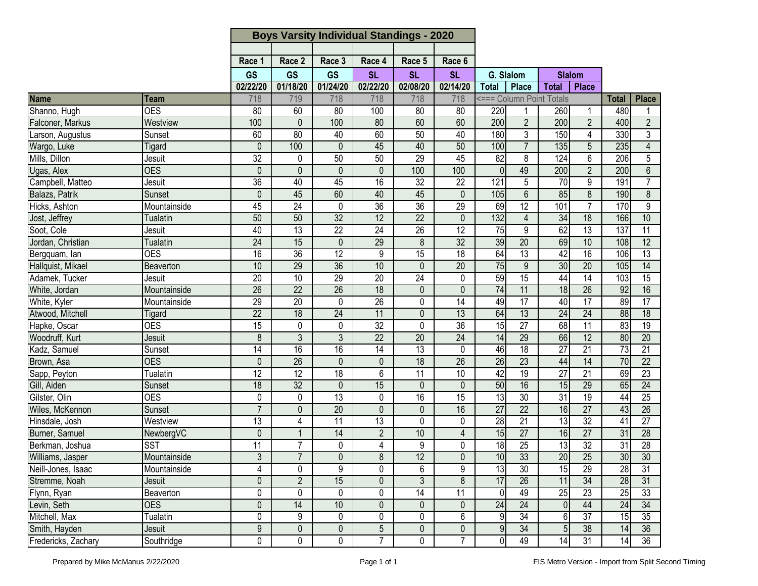# Boys Varsity Individual Standings - 2020

| | | Race 1 | Race 2 | Race 3 | Race 4 | Race 5 | Race 6 | G. Slalom | | Slalom | | | |
|---|---|---|---|---|---|---|---|---|---|---|---|---|---|
| | | GS | GS | GS | SL | SL | SL | Total | Place | Total | Place | | |
| | | 02/22/20 | 01/18/20 | 01/24/20 | 02/22/20 | 02/08/20 | 02/14/20 | | | | | | |
| **Name** | **Team** | 718 | 719 | 718 | 718 | 718 | 718 | <=== Column Point Totals | | | | **Total** | **Place** |
| Shanno, Hugh | OES | 80 | 60 | 80 | 100 | 80 | 80 | 220 | 1 | 260 | 1 | 480 | 1 |
| Falconer, Markus | Westview | 100 | 0 | 100 | 80 | 60 | 60 | 200 | 2 | 200 | 2 | 400 | 2 |
| Larson, Augustus | Sunset | 60 | 80 | 40 | 60 | 50 | 40 | 180 | 3 | 150 | 4 | 330 | 3 |
| Wargo, Luke | Tigard | 0 | 100 | 0 | 45 | 40 | 50 | 100 | 7 | 135 | 5 | 235 | 4 |
| Mills, Dillon | Jesuit | 32 | 0 | 50 | 50 | 29 | 45 | 82 | 8 | 124 | 6 | 206 | 5 |
| Ugas, Alex | OES | 0 | 0 | 0 | 0 | 100 | 100 | 0 | 49 | 200 | 2 | 200 | 6 |
| Campbell, Matteo | Jesuit | 36 | 40 | 45 | 16 | 32 | 22 | 121 | 5 | 70 | 9 | 191 | 7 |
| Balazs, Patrik | Sunset | 0 | 45 | 60 | 40 | 45 | 0 | 105 | 6 | 85 | 8 | 190 | 8 |
| Hicks, Ashton | Mountainside | 45 | 24 | 0 | 36 | 36 | 29 | 69 | 12 | 101 | 7 | 170 | 9 |
| Jost, Jeffrey | Tualatin | 50 | 50 | 32 | 12 | 22 | 0 | 132 | 4 | 34 | 18 | 166 | 10 |
| Soot, Cole | Jesuit | 40 | 13 | 22 | 24 | 26 | 12 | 75 | 9 | 62 | 13 | 137 | 11 |
| Jordan, Christian | Tualatin | 24 | 15 | 0 | 29 | 8 | 32 | 39 | 20 | 69 | 10 | 108 | 12 |
| Bergquam, Ian | OES | 16 | 36 | 12 | 9 | 15 | 18 | 64 | 13 | 42 | 16 | 106 | 13 |
| Hallquist, Mikael | Beaverton | 10 | 29 | 36 | 10 | 0 | 20 | 75 | 9 | 30 | 20 | 105 | 14 |
| Adamek, Tucker | Jesuit | 20 | 10 | 29 | 20 | 24 | 0 | 59 | 15 | 44 | 14 | 103 | 15 |
| White, Jordan | Mountainside | 26 | 22 | 26 | 18 | 0 | 0 | 74 | 11 | 18 | 26 | 92 | 16 |
| White, Kyler | Mountainside | 29 | 20 | 0 | 26 | 0 | 14 | 49 | 17 | 40 | 17 | 89 | 17 |
| Atwood, Mitchell | Tigard | 22 | 18 | 24 | 11 | 0 | 13 | 64 | 13 | 24 | 24 | 88 | 18 |
| Hapke, Oscar | OES | 15 | 0 | 0 | 32 | 0 | 36 | 15 | 27 | 68 | 11 | 83 | 19 |
| Woodruff, Kurt | Jesuit | 8 | 3 | 3 | 22 | 20 | 24 | 14 | 29 | 66 | 12 | 80 | 20 |
| Kadz, Samuel | Sunset | 14 | 16 | 16 | 14 | 13 | 0 | 46 | 18 | 27 | 21 | 73 | 21 |
| Brown, Asa | OES | 0 | 26 | 0 | 0 | 18 | 26 | 26 | 23 | 44 | 14 | 70 | 22 |
| Sapp, Peyton | Tualatin | 12 | 12 | 18 | 6 | 11 | 10 | 42 | 19 | 27 | 21 | 69 | 23 |
| Gill, Aiden | Sunset | 18 | 32 | 0 | 15 | 0 | 0 | 50 | 16 | 15 | 29 | 65 | 24 |
| Gilster, Olin | OES | 0 | 0 | 13 | 0 | 16 | 15 | 13 | 30 | 31 | 19 | 44 | 25 |
| Wiles, McKennon | Sunset | 7 | 0 | 20 | 0 | 0 | 16 | 27 | 22 | 16 | 27 | 43 | 26 |
| Hinsdale, Josh | Westview | 13 | 4 | 11 | 13 | 0 | 0 | 28 | 21 | 13 | 32 | 41 | 27 |
| Burner, Samuel | NewbergVC | 0 | 1 | 14 | 2 | 10 | 4 | 15 | 27 | 16 | 27 | 31 | 28 |
| Berkman, Joshua | SST | 11 | 7 | 0 | 4 | 9 | 0 | 18 | 25 | 13 | 32 | 31 | 28 |
| Williams, Jasper | Mountainside | 3 | 7 | 0 | 8 | 12 | 0 | 10 | 33 | 20 | 25 | 30 | 30 |
| Neill-Jones, Isaac | Mountainside | 4 | 0 | 9 | 0 | 6 | 9 | 13 | 30 | 15 | 29 | 28 | 31 |
| Stremme, Noah | Jesuit | 0 | 2 | 15 | 0 | 3 | 8 | 17 | 26 | 11 | 34 | 28 | 31 |
| Flynn, Ryan | Beaverton | 0 | 0 | 0 | 0 | 14 | 11 | 0 | 49 | 25 | 23 | 25 | 33 |
| Levin, Seth | OES | 0 | 14 | 10 | 0 | 0 | 0 | 24 | 24 | 0 | 44 | 24 | 34 |
| Mitchell, Max | Tualatin | 0 | 9 | 0 | 0 | 0 | 6 | 9 | 34 | 6 | 37 | 15 | 35 |
| Smith, Hayden | Jesuit | 9 | 0 | 0 | 5 | 0 | 0 | 9 | 34 | 5 | 38 | 14 | 36 |
| Fredericks, Zachary | Southridge | 0 | 0 | 0 | 7 | 0 | 7 | 0 | 49 | 14 | 31 | 14 | 36 |

Prepared by Mike McManus 2/22/2020

FIS Metro Version - Import from Split Second Timing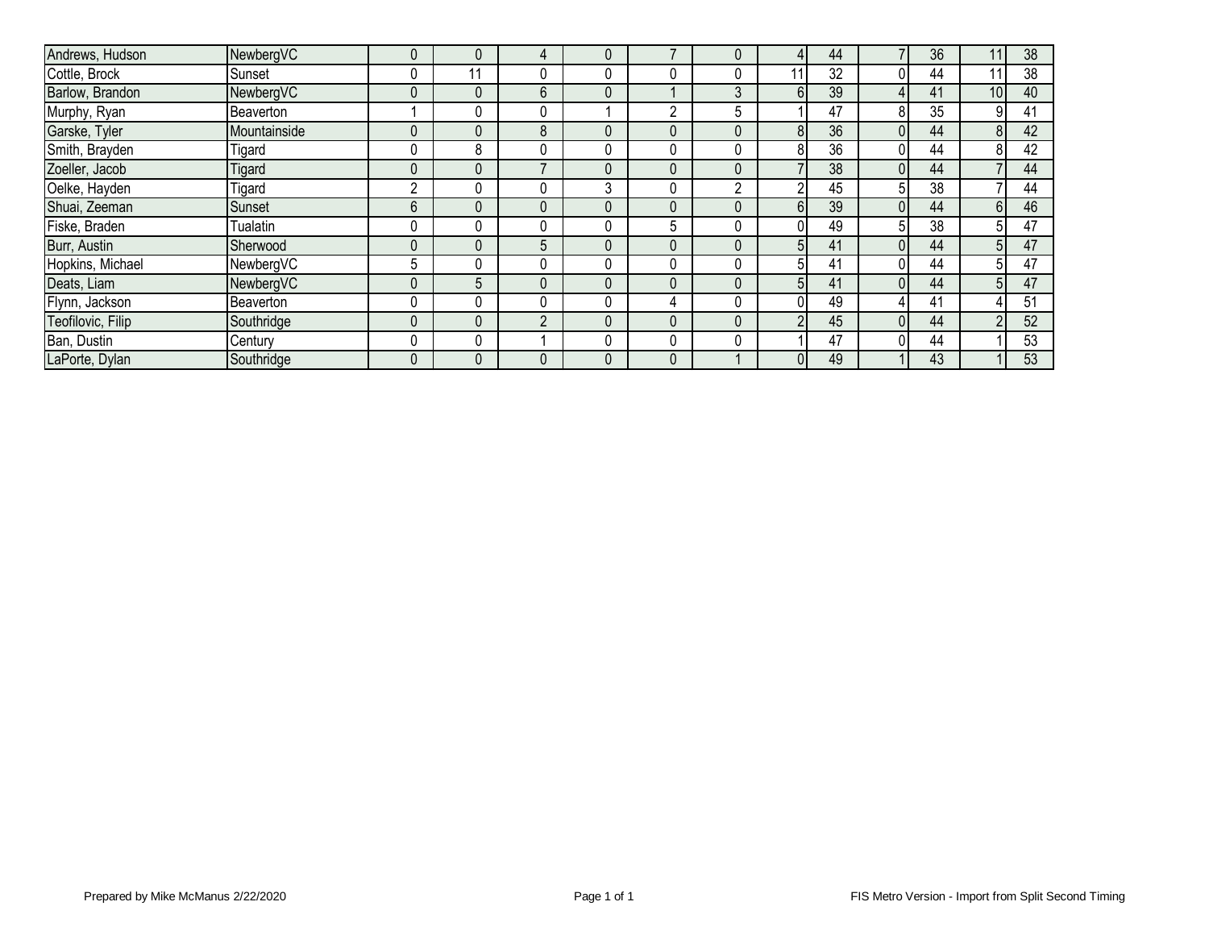| | | | | | | | | | | | | | |
|---|---|---|---|---|---|---|---|---|---|---|---|---|---|
| Andrews, Hudson | NewbergVC | 0 | 0 | 4 | 0 | 7 | 0 | 4 | 44 | 7 | 36 | 11 | 38 |
| Cottle, Brock | Sunset | 0 | 11 | 0 | 0 | 0 | 0 | 11 | 32 | 0 | 44 | 11 | 38 |
| Barlow, Brandon | NewbergVC | 0 | 0 | 6 | 0 | 1 | 3 | 6 | 39 | 4 | 41 | 10 | 40 |
| Murphy, Ryan | Beaverton | 1 | 0 | 0 | 1 | 2 | 5 | 1 | 47 | 8 | 35 | 9 | 41 |
| Garske, Tyler | Mountainside | 0 | 0 | 8 | 0 | 0 | 0 | 8 | 36 | 0 | 44 | 8 | 42 |
| Smith, Brayden | Tigard | 0 | 8 | 0 | 0 | 0 | 0 | 8 | 36 | 0 | 44 | 8 | 42 |
| Zoeller, Jacob | Tigard | 0 | 0 | 7 | 0 | 0 | 0 | 7 | 38 | 0 | 44 | 7 | 44 |
| Oelke, Hayden | Tigard | 2 | 0 | 0 | 3 | 0 | 2 | 2 | 45 | 5 | 38 | 7 | 44 |
| Shuai, Zeeman | Sunset | 6 | 0 | 0 | 0 | 0 | 0 | 6 | 39 | 0 | 44 | 6 | 46 |
| Fiske, Braden | Tualatin | 0 | 0 | 0 | 0 | 5 | 0 | 0 | 49 | 5 | 38 | 5 | 47 |
| Burr, Austin | Sherwood | 0 | 0 | 5 | 0 | 0 | 0 | 5 | 41 | 0 | 44 | 5 | 47 |
| Hopkins, Michael | NewbergVC | 5 | 0 | 0 | 0 | 0 | 0 | 5 | 41 | 0 | 44 | 5 | 47 |
| Deats, Liam | NewbergVC | 0 | 5 | 0 | 0 | 0 | 0 | 5 | 41 | 0 | 44 | 5 | 47 |
| Flynn, Jackson | Beaverton | 0 | 0 | 0 | 0 | 4 | 0 | 0 | 49 | 4 | 41 | 4 | 51 |
| Teofilovic, Filip | Southridge | 0 | 0 | 2 | 0 | 0 | 0 | 2 | 45 | 0 | 44 | 2 | 52 |
| Ban, Dustin | Century | 0 | 0 | 1 | 0 | 0 | 0 | 1 | 47 | 0 | 44 | 1 | 53 |
| LaPorte, Dylan | Southridge | 0 | 0 | 0 | 0 | 0 | 1 | 0 | 49 | 1 | 43 | 1 | 53 |

Prepared by Mike McManus 2/22/2020

FIS Metro Version - Import from Split Second Timing